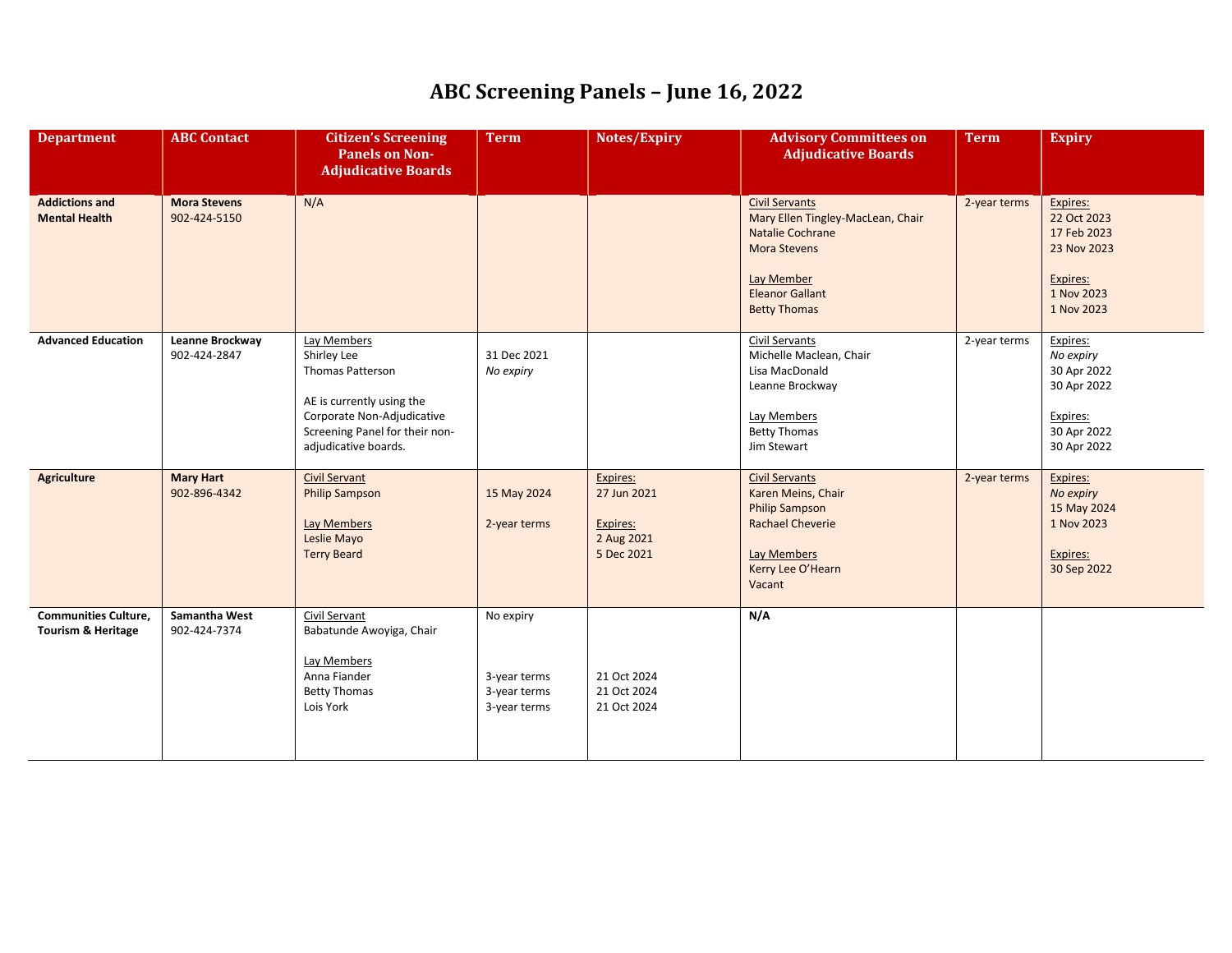# ABC Screening Panels – June 16, 2022

| Department | ABC Contact | Citizen's Screening Panels on Non-Adjudicative Boards | Term | Notes/Expiry | Advisory Committees on Adjudicative Boards | Term | Expiry |
|---|---|---|---|---|---|---|---|
| **Addictions and Mental Health** | **Mora Stevens**<br>902-424-5150 | N/A | | | Civil Servants<br>Mary Ellen Tingley-MacLean, Chair<br>Natalie Cochrane<br>Mora Stevens<br><br>Lay Member<br>Eleanor Gallant<br>Betty Thomas | 2-year terms | Expires:<br>22 Oct 2023<br>17 Feb 2023<br>23 Nov 2023<br><br>Expires:<br>1 Nov 2023<br>1 Nov 2023 |
| **Advanced Education** | **Leanne Brockway**<br>902-424-2847 | Lay Members<br>Shirley Lee<br>Thomas Patterson<br><br>AE is currently using the Corporate Non-Adjudicative Screening Panel for their non-adjudicative boards. | 31 Dec 2021<br>*No expiry* | | Civil Servants<br>Michelle Maclean, Chair<br>Lisa MacDonald<br>Leanne Brockway<br><br>Lay Members<br>Betty Thomas<br>Jim Stewart | 2-year terms | Expires:<br>*No expiry*<br>30 Apr 2022<br>30 Apr 2022<br><br>Expires:<br>30 Apr 2022<br>30 Apr 2022 |
| **Agriculture** | **Mary Hart**<br>902-896-4342 | Civil Servant<br>Philip Sampson<br><br>Lay Members<br>Leslie Mayo<br>Terry Beard | 15 May 2024<br><br>2-year terms | Expires:<br>27 Jun 2021<br><br>Expires:<br>2 Aug 2021<br>5 Dec 2021 | Civil Servants<br>Karen Meins, Chair<br>Philip Sampson<br>Rachael Cheverie<br><br>Lay Members<br>Kerry Lee O'Hearn<br>Vacant | 2-year terms | Expires:<br>*No expiry*<br>15 May 2024<br>1 Nov 2023<br><br>Expires:<br>30 Sep 2022 |
| **Communities Culture, Tourism & Heritage** | **Samantha West**<br>902-424-7374 | Civil Servant<br>Babatunde Awoyiga, Chair<br><br>Lay Members<br>Anna Fiander<br>Betty Thomas<br>Lois York | No expiry<br><br><br>3-year terms<br>3-year terms<br>3-year terms | <br><br><br>21 Oct 2024<br>21 Oct 2024<br>21 Oct 2024 | **N/A** | | |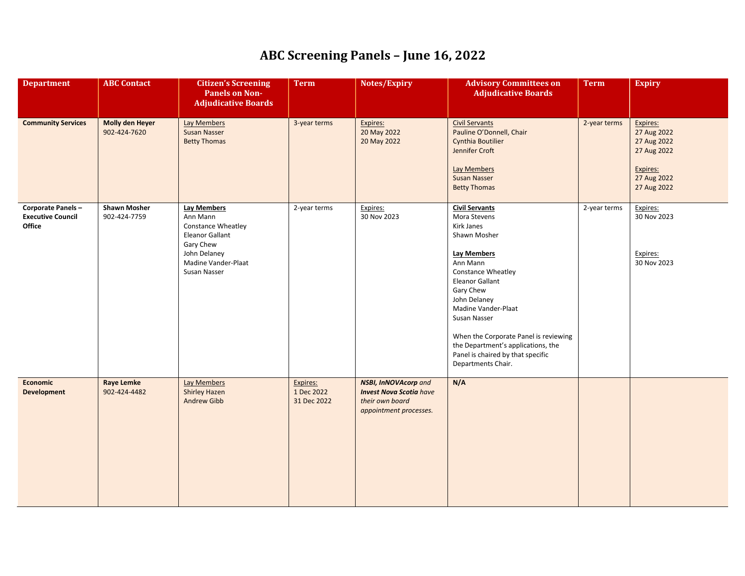# ABC Screening Panels – June 16, 2022

| Department | ABC Contact | Citizen's Screening Panels on Non-Adjudicative Boards | Term | Notes/Expiry | Advisory Committees on Adjudicative Boards | Term | Expiry |
|---|---|---|---|---|---|---|---|
| **Community Services** | **Molly den Heyer**<br>902-424-7620 | Lay Members<br>Susan Nasser<br>Betty Thomas | 3-year terms | Expires:<br>20 May 2022<br>20 May 2022 | Civil Servants<br>Pauline O'Donnell, Chair<br>Cynthia Boutilier<br>Jennifer Croft<br><br>Lay Members<br>Susan Nasser<br>Betty Thomas | 2-year terms | Expires:<br>27 Aug 2022<br>27 Aug 2022<br>27 Aug 2022<br><br>Expires:<br>27 Aug 2022<br>27 Aug 2022 |
| **Corporate Panels – Executive Council Office** | **Shawn Mosher**<br>902-424-7759 | **Lay Members**<br>Ann Mann<br>Constance Wheatley<br>Eleanor Gallant<br>Gary Chew<br>John Delaney<br>Madine Vander-Plaat<br>Susan Nasser | 2-year terms | Expires:<br>30 Nov 2023 | **Civil Servants**<br>Mora Stevens<br>Kirk Janes<br>Shawn Mosher<br><br>**Lay Members**<br>Ann Mann<br>Constance Wheatley<br>Eleanor Gallant<br>Gary Chew<br>John Delaney<br>Madine Vander-Plaat<br>Susan Nasser<br><br>When the Corporate Panel is reviewing the Department's applications, the Panel is chaired by that specific Departments Chair. | 2-year terms | Expires:<br>30 Nov 2023<br><br>Expires:<br>30 Nov 2023 |
| **Economic Development** | **Raye Lemke**<br>902-424-4482 | Lay Members<br>Shirley Hazen<br>Andrew Gibb | Expires:<br>1 Dec 2022<br>31 Dec 2022 | ***NSBI, InNOVAcorp*** *and* ***Invest Nova Scotia*** *have their own board appointment processes.* | **N/A** | | |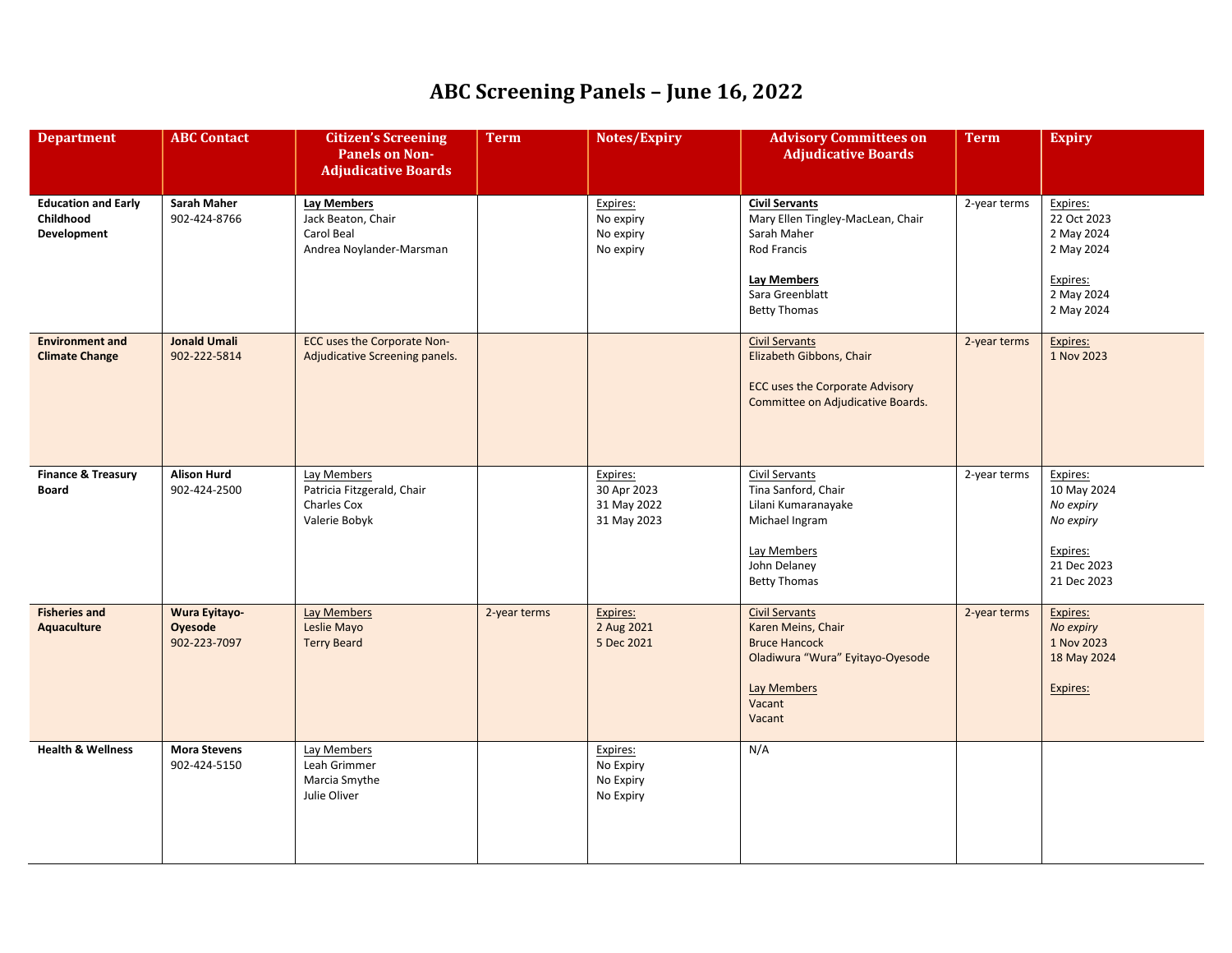# ABC Screening Panels – June 16, 2022

| Department | ABC Contact | Citizen's Screening Panels on Non-Adjudicative Boards | Term | Notes/Expiry | Advisory Committees on Adjudicative Boards | Term | Expiry |
|---|---|---|---|---|---|---|---|
| **Education and Early Childhood Development** | **Sarah Maher**<br>902-424-8766 | **Lay Members**<br>Jack Beaton, Chair<br>Carol Beal<br>Andrea Noylander-Marsman | | Expires:<br>No expiry<br>No expiry<br>No expiry | **Civil Servants**<br>Mary Ellen Tingley-MacLean, Chair<br>Sarah Maher<br>Rod Francis<br><br>**Lay Members**<br>Sara Greenblatt<br>Betty Thomas | 2-year terms | Expires:<br>22 Oct 2023<br>2 May 2024<br>2 May 2024<br><br>Expires:<br>2 May 2024<br>2 May 2024 |
| **Environment and Climate Change** | **Jonald Umali**<br>902-222-5814 | ECC uses the Corporate Non-Adjudicative Screening panels. | | | Civil Servants<br>Elizabeth Gibbons, Chair<br><br>ECC uses the Corporate Advisory Committee on Adjudicative Boards. | 2-year terms | Expires:<br>1 Nov 2023 |
| **Finance & Treasury Board** | **Alison Hurd**<br>902-424-2500 | Lay Members<br>Patricia Fitzgerald, Chair<br>Charles Cox<br>Valerie Bobyk | | Expires:<br>30 Apr 2023<br>31 May 2022<br>31 May 2023 | Civil Servants<br>Tina Sanford, Chair<br>Lilani Kumaranayake<br>Michael Ingram<br><br>Lay Members<br>John Delaney<br>Betty Thomas | 2-year terms | Expires:<br>10 May 2024<br>*No expiry*<br>*No expiry*<br><br>Expires:<br>21 Dec 2023<br>21 Dec 2023 |
| **Fisheries and Aquaculture** | **Wura Eyitayo-Oyesode**<br>902-223-7097 | Lay Members<br>Leslie Mayo<br>Terry Beard | 2-year terms | Expires:<br>2 Aug 2021<br>5 Dec 2021 | Civil Servants<br>Karen Meins, Chair<br>Bruce Hancock<br>Oladiwura "Wura" Eyitayo-Oyesode<br><br>Lay Members<br>Vacant<br>Vacant | 2-year terms | Expires:<br>*No expiry*<br>1 Nov 2023<br>18 May 2024<br><br>Expires: |
| **Health & Wellness** | **Mora Stevens**<br>902-424-5150 | Lay Members<br>Leah Grimmer<br>Marcia Smythe<br>Julie Oliver | | Expires:<br>No Expiry<br>No Expiry<br>No Expiry | N/A | | |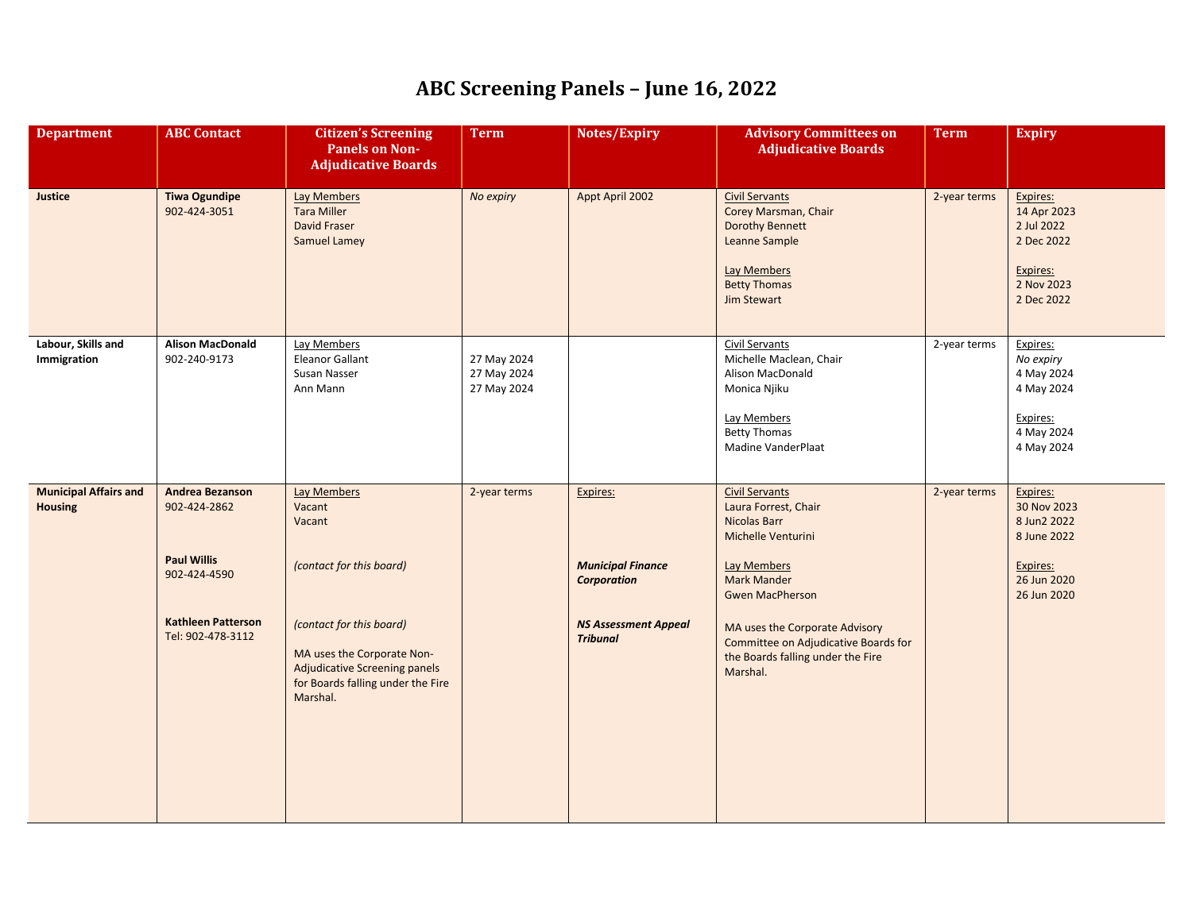# ABC Screening Panels – June 16, 2022

| Department | ABC Contact | Citizen's Screening Panels on Non-Adjudicative Boards | Term | Notes/Expiry | Advisory Committees on Adjudicative Boards | Term | Expiry |
|---|---|---|---|---|---|---|---|
| **Justice** | **Tiwa Ogundipe**<br>902-424-3051 | Lay Members<br>Tara Miller<br>David Fraser<br>Samuel Lamey | *No expiry* | Appt April 2002 | Civil Servants<br>Corey Marsman, Chair<br>Dorothy Bennett<br>Leanne Sample<br><br>Lay Members<br>Betty Thomas<br>Jim Stewart | 2-year terms | Expires:<br>14 Apr 2023<br>2 Jul 2022<br>2 Dec 2022<br><br>Expires:<br>2 Nov 2023<br>2 Dec 2022 |
| **Labour, Skills and Immigration** | **Alison MacDonald**<br>902-240-9173 | Lay Members<br>Eleanor Gallant<br>Susan Nasser<br>Ann Mann | <br>27 May 2024<br>27 May 2024<br>27 May 2024 | | Civil Servants<br>Michelle Maclean, Chair<br>Alison MacDonald<br>Monica Njiku<br><br>Lay Members<br>Betty Thomas<br>Madine VanderPlaat | 2-year terms | Expires:<br>*No expiry*<br>4 May 2024<br>4 May 2024<br><br>Expires:<br>4 May 2024<br>4 May 2024 |
| **Municipal Affairs and Housing** | **Andrea Bezanson**<br>902-424-2862<br><br>**Paul Willis**<br>902-424-4590<br><br>**Kathleen Patterson**<br>Tel: 902-478-3112 | Lay Members<br>Vacant<br>Vacant<br><br>*(contact for this board)*<br><br>*(contact for this board)*<br><br>MA uses the Corporate Non-Adjudicative Screening panels for Boards falling under the Fire Marshal. | 2-year terms | Expires:<br><br>***Municipal Finance Corporation***<br><br>***NS Assessment Appeal Tribunal*** | Civil Servants<br>Laura Forrest, Chair<br>Nicolas Barr<br>Michelle Venturini<br><br>Lay Members<br>Mark Mander<br>Gwen MacPherson<br><br>MA uses the Corporate Advisory Committee on Adjudicative Boards for the Boards falling under the Fire Marshal. | 2-year terms | Expires:<br>30 Nov 2023<br>8 Jun2 2022<br>8 June 2022<br><br>Expires:<br>26 Jun 2020<br>26 Jun 2020 |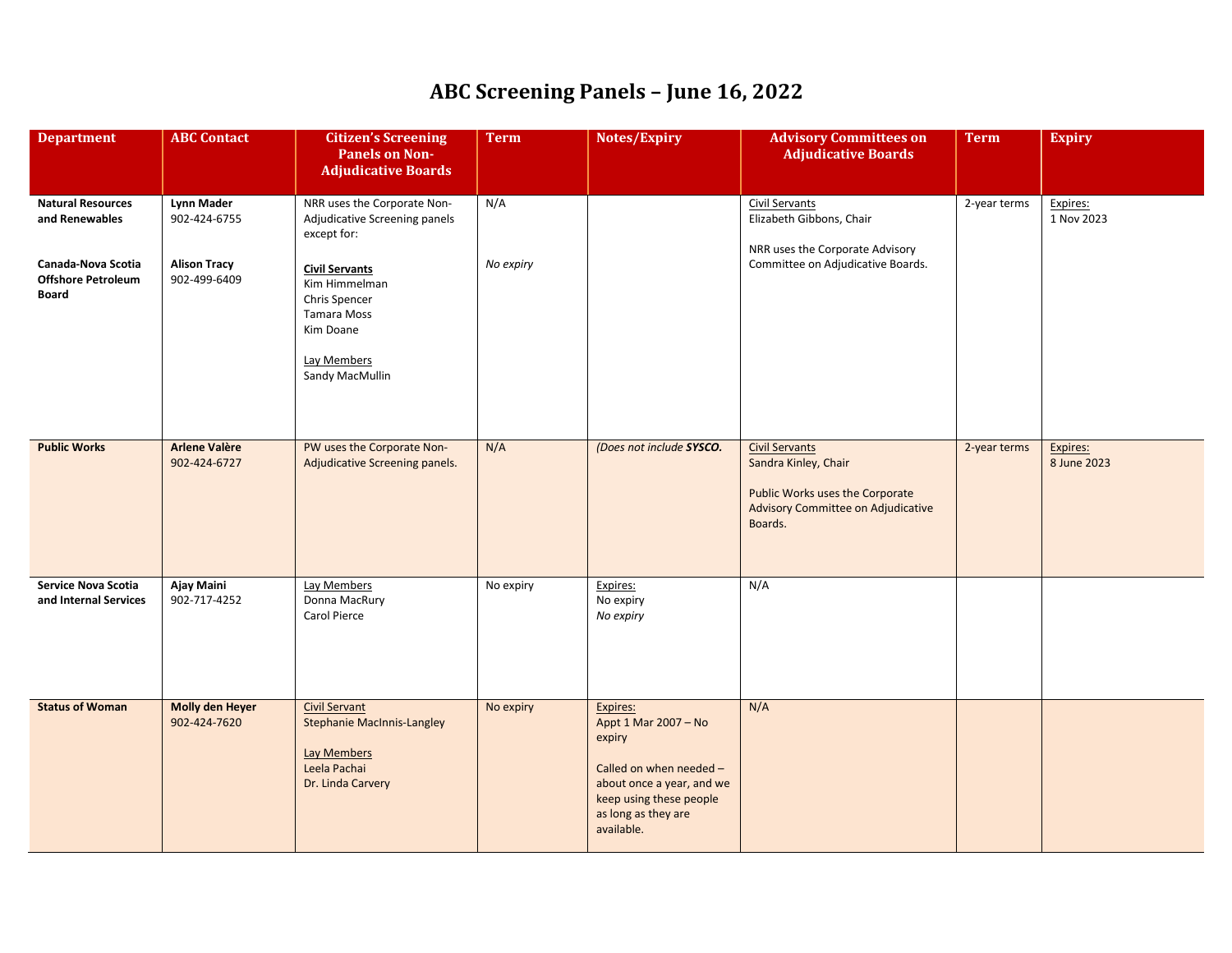# ABC Screening Panels – June 16, 2022

| Department | ABC Contact | Citizen's Screening Panels on Non-Adjudicative Boards | Term | Notes/Expiry | Advisory Committees on Adjudicative Boards | Term | Expiry |
|---|---|---|---|---|---|---|---|
| **Natural Resources and Renewables**<br><br>**Canada-Nova Scotia Offshore Petroleum Board** | **Lynn Mader**<br>902-424-6755<br><br>**Alison Tracy**<br>902-499-6409 | NRR uses the Corporate Non-Adjudicative Screening panels except for:<br><br>**Civil Servants**<br>Kim Himmelman<br>Chris Spencer<br>Tamara Moss<br>Kim Doane<br><br>Lay Members<br>Sandy MacMullin | N/A<br><br>*No expiry* | | Civil Servants<br>Elizabeth Gibbons, Chair<br><br>NRR uses the Corporate Advisory Committee on Adjudicative Boards. | 2-year terms | Expires:<br>1 Nov 2023 |
| **Public Works** | **Arlene Valère**<br>902-424-6727 | PW uses the Corporate Non-Adjudicative Screening panels. | N/A | *(Does not include **SYSCO.*** | Civil Servants<br>Sandra Kinley, Chair<br><br>Public Works uses the Corporate Advisory Committee on Adjudicative Boards. | 2-year terms | Expires:<br>8 June 2023 |
| **Service Nova Scotia and Internal Services** | **Ajay Maini**<br>902-717-4252 | Lay Members<br>Donna MacRury<br>Carol Pierce | No expiry | Expires:<br>No expiry<br>*No expiry* | N/A | | |
| **Status of Woman** | **Molly den Heyer**<br>902-424-7620 | Civil Servant<br>Stephanie MacInnis-Langley<br><br>Lay Members<br>Leela Pachai<br>Dr. Linda Carvery | No expiry | Expires:<br>Appt 1 Mar 2007 – No expiry<br><br>Called on when needed – about once a year, and we keep using these people as long as they are available. | N/A | | |